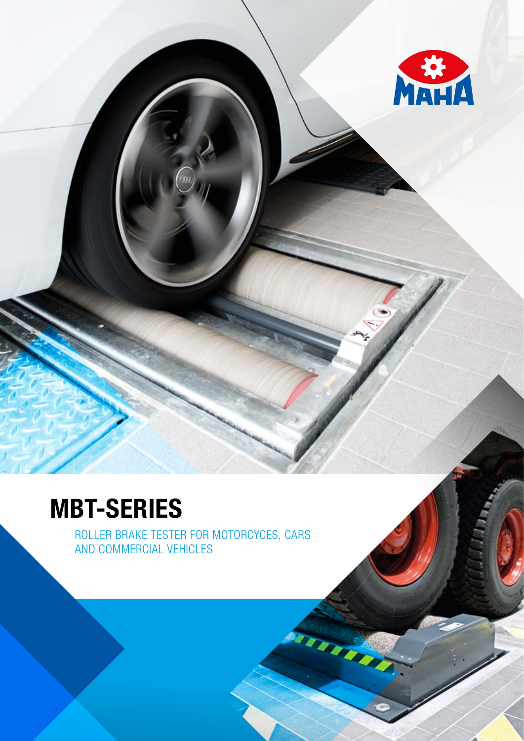# MBT-SERIES

ROLLER BRAKE TESTER FOR MOTORCYCES, CARS AND COMMERCIAL VEHICLES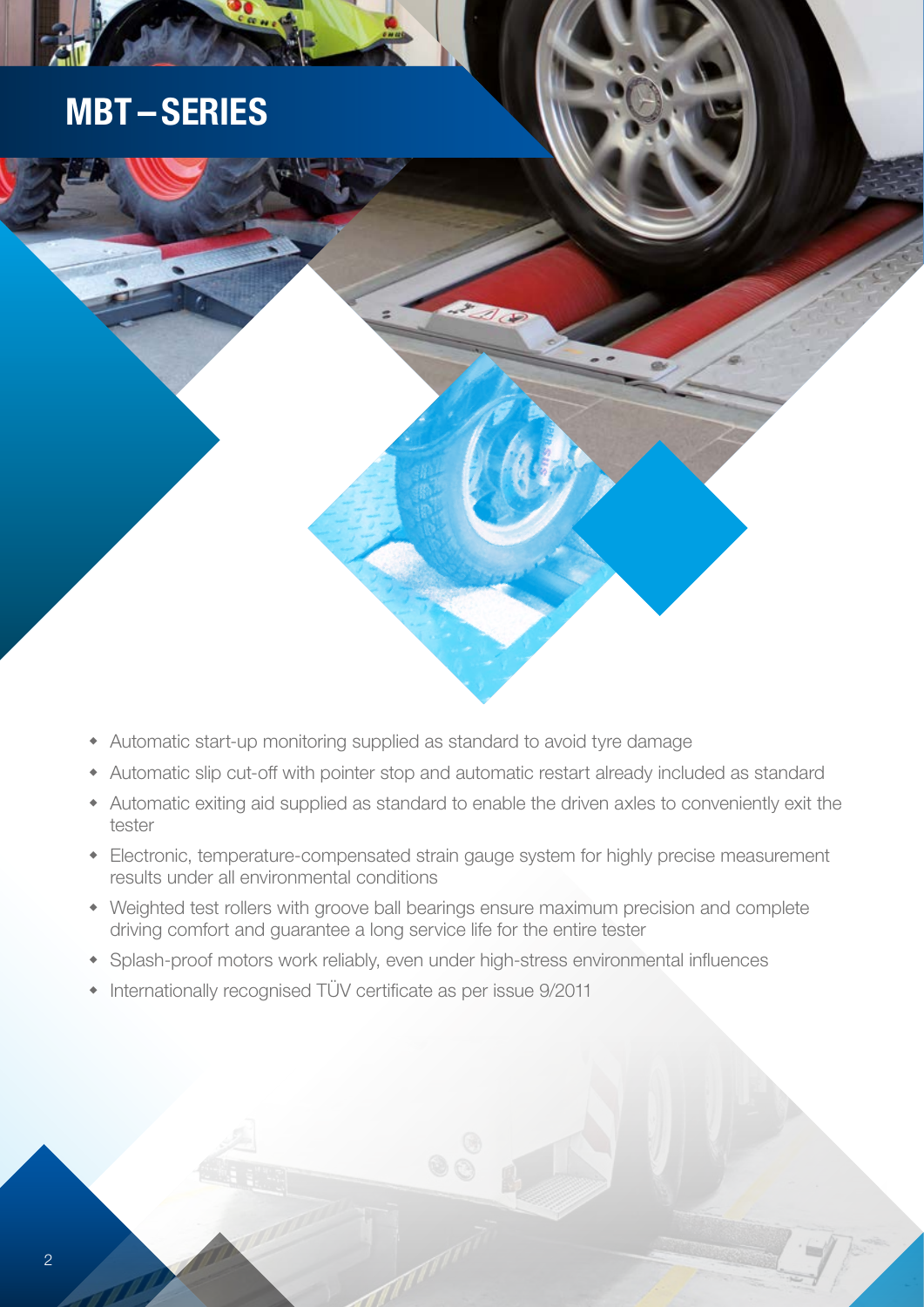# MBT – SERIES

- Automatic start-up monitoring supplied as standard to avoid tyre damage
- Automatic slip cut-off with pointer stop and automatic restart already included as standard
- Automatic exiting aid supplied as standard to enable the driven axles to conveniently exit the tester
- Electronic, temperature-compensated strain gauge system for highly precise measurement results under all environmental conditions
- Weighted test rollers with groove ball bearings ensure maximum precision and complete driving comfort and guarantee a long service life for the entire tester
- Splash-proof motors work reliably, even under high-stress environmental influences
- Internationally recognised TÜV certificate as per issue 9/2011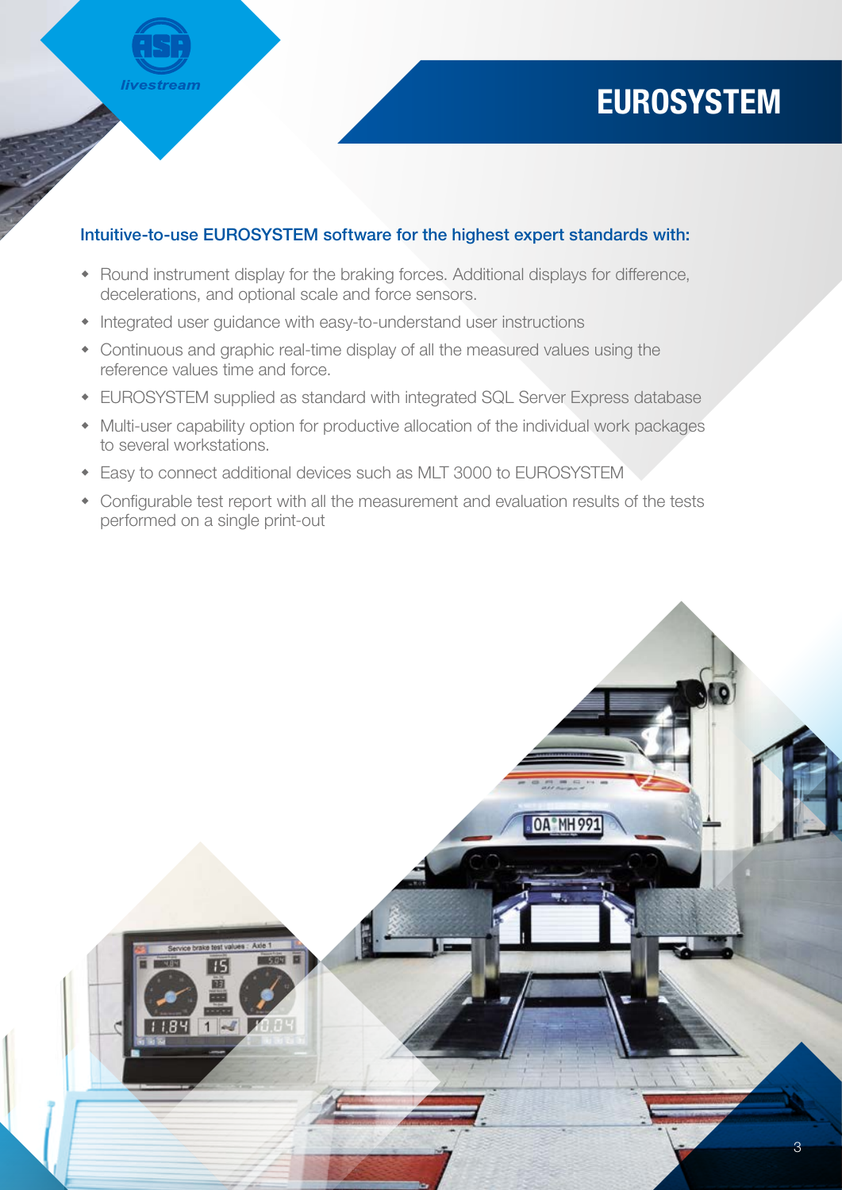# EUROSYSTEM

**Intuitive-to-use EUROSYSTEM software for the highest expert standards with:**

- Round instrument display for the braking forces. Additional displays for difference, decelerations, and optional scale and force sensors.
- Integrated user guidance with easy-to-understand user instructions
- Continuous and graphic real-time display of all the measured values using the reference values time and force.
- EUROSYSTEM supplied as standard with integrated SQL Server Express database
- Multi-user capability option for productive allocation of the individual work packages to several workstations.
- Easy to connect additional devices such as MLT 3000 to EUROSYSTEM
- Configurable test report with all the measurement and evaluation results of the tests performed on a single print-out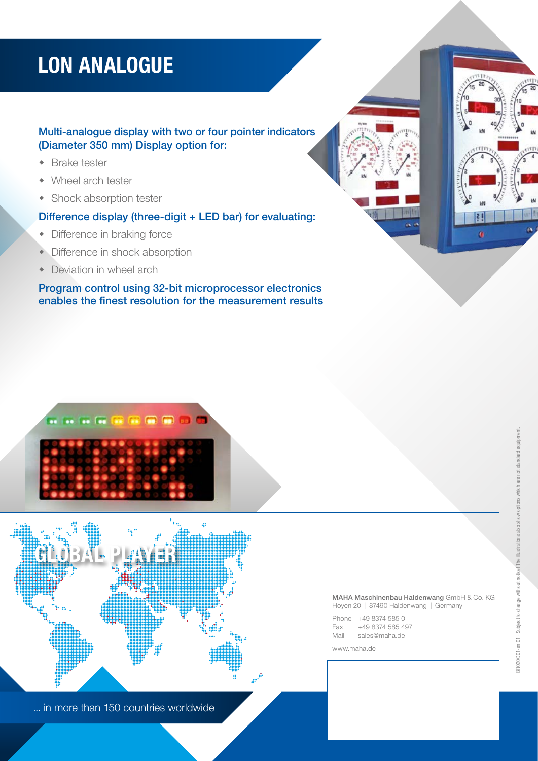# LON ANALOGUE

**Multi-analogue display with two or four pointer indicators (Diameter 350 mm) Display option for:**

- Brake tester
- Wheel arch tester
- Shock absorption tester

**Difference display (three-digit + LED bar) for evaluating:**

- Difference in braking force
- Difference in shock absorption
- Deviation in wheel arch

**Program control using 32-bit microprocessor electronics enables the finest resolution for the measurement results**

GLOBAL PLAYER

... in more than 150 countries worldwide

**MAHA Maschinenbau Haldenwang** GmbH & Co. KG
Hoyen 20 | 87490 Haldenwang | Germany

Phone +49 8374 585 0
Fax +49 8374 585 497
Mail sales@maha.de

www.maha.de

BR020001-en 01 · Subject to change without notice! The illustrations also show options which are not standard equipment.